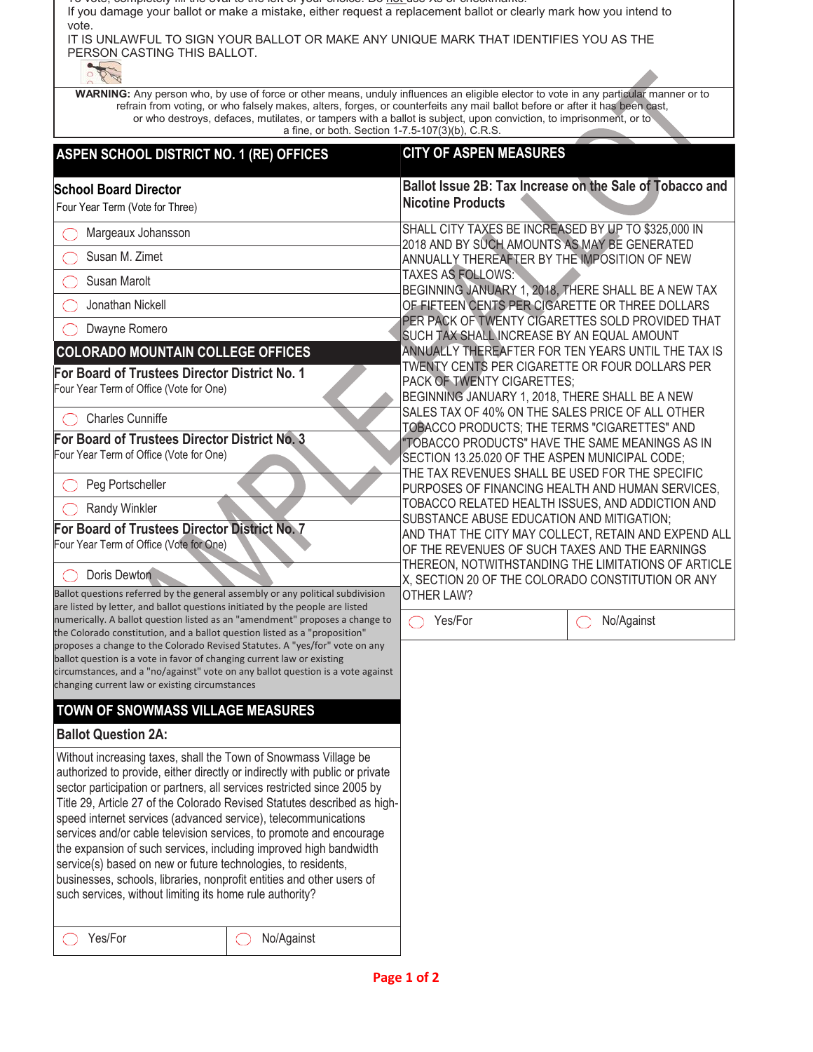If you damage your ballot or make a mistake, either request a replacement ballot or clearly mark how you intend to vote.

IT IS UNLAWFUL TO SIGN YOUR BALLOT OR MAKE ANY UNIQUE MARK THAT IDENTIFIES YOU AS THE PERSON CASTING THIS BALLOT.

**WARNING:** Any person who, by use of force or other means, unduly influences an eligible elector to vote in any particular manner or to refrain from voting, or who falsely makes, alters, forges, or counterfeits any mail ballot before or after it has been cast, or who destroys, defaces, mutilates, or tampers with a ballot is subject, upon conviction, to imprisonment, or to a fine, or both. Section 1-7.5-107(3)(b), C.R.S.

## ASPEN SCHOOL DISTRICT NO. 1 (RE) OFFICES

### School Board Director

Four Year Term (Vote for Three)

- ◯ Margeaux Johansson
- ◯ Susan M. Zimet
- ◯ Susan Marolt
- ◯ Jonathan Nickell
- ◯ Dwayne Romero

## COLORADO MOUNTAIN COLLEGE OFFICES

### For Board of Trustees Director District No. 1

Four Year Term of Office (Vote for One)

- ◯ Charles Cunniffe

### For Board of Trustees Director District No. 3

Four Year Term of Office (Vote for One)

- ◯ Peg Portscheller
- ◯ Randy Winkler

### For Board of Trustees Director District No. 7

Four Year Term of Office (Vote for One)

- ◯ Doris Dewton

Ballot questions referred by the general assembly or any political subdivision are listed by letter, and ballot questions initiated by the people are listed numerically. A ballot question listed as an "amendment" proposes a change to the Colorado constitution, and a ballot question listed as a "proposition" proposes a change to the Colorado Revised Statutes. A "yes/for" vote on any ballot question is a vote in favor of changing current law or existing circumstances, and a "no/against" vote on any ballot question is a vote against changing current law or existing circumstances

## TOWN OF SNOWMASS VILLAGE MEASURES

### Ballot Question 2A:

Without increasing taxes, shall the Town of Snowmass Village be authorized to provide, either directly or indirectly with public or private sector participation or partners, all services restricted since 2005 by Title 29, Article 27 of the Colorado Revised Statutes described as high-speed internet services (advanced service), telecommunications services and/or cable television services, to promote and encourage the expansion of such services, including improved high bandwidth service(s) based on new or future technologies, to residents, businesses, schools, libraries, nonprofit entities and other users of such services, without limiting its home rule authority?

◯ Yes/For ◯ No/Against

## CITY OF ASPEN MEASURES

### Ballot Issue 2B: Tax Increase on the Sale of Tobacco and Nicotine Products

SHALL CITY TAXES BE INCREASED BY UP TO $325,000 IN 2018 AND BY SUCH AMOUNTS AS MAY BE GENERATED ANNUALLY THEREAFTER BY THE IMPOSITION OF NEW TAXES AS FOLLOWS:

BEGINNING JANUARY 1, 2018, THERE SHALL BE A NEW TAX OF FIFTEEN CENTS PER CIGARETTE OR THREE DOLLARS PER PACK OF TWENTY CIGARETTES SOLD PROVIDED THAT SUCH TAX SHALL INCREASE BY AN EQUAL AMOUNT ANNUALLY THEREAFTER FOR TEN YEARS UNTIL THE TAX IS TWENTY CENTS PER CIGARETTE OR FOUR DOLLARS PER PACK OF TWENTY CIGARETTES;

BEGINNING JANUARY 1, 2018, THERE SHALL BE A NEW SALES TAX OF 40% ON THE SALES PRICE OF ALL OTHER TOBACCO PRODUCTS; THE TERMS "CIGARETTES" AND "TOBACCO PRODUCTS" HAVE THE SAME MEANINGS AS IN SECTION 13.25.020 OF THE ASPEN MUNICIPAL CODE;

THE TAX REVENUES SHALL BE USED FOR THE SPECIFIC PURPOSES OF FINANCING HEALTH AND HUMAN SERVICES, TOBACCO RELATED HEALTH ISSUES, AND ADDICTION AND SUBSTANCE ABUSE EDUCATION AND MITIGATION;

AND THAT THE CITY MAY COLLECT, RETAIN AND EXPEND ALL OF THE REVENUES OF SUCH TAXES AND THE EARNINGS THEREON, NOTWITHSTANDING THE LIMITATIONS OF ARTICLE X, SECTION 20 OF THE COLORADO CONSTITUTION OR ANY OTHER LAW?

◯ Yes/For ◯ No/Against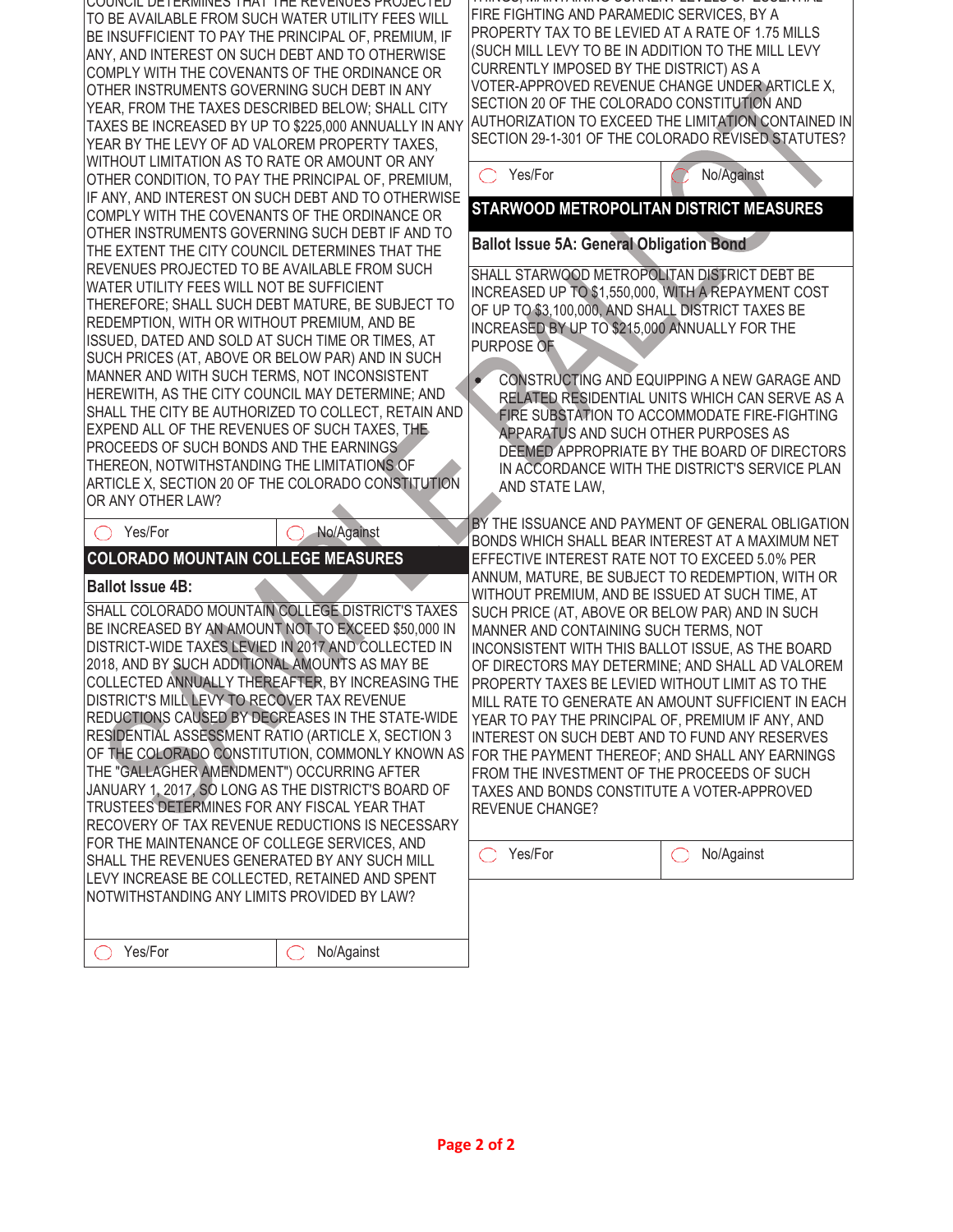COUNCIL DETERMINES THAT THE REVENUES PROJECTED TO BE AVAILABLE FROM SUCH WATER UTILITY FEES WILL BE INSUFFICIENT TO PAY THE PRINCIPAL OF, PREMIUM, IF ANY, AND INTEREST ON SUCH DEBT AND TO OTHERWISE COMPLY WITH THE COVENANTS OF THE ORDINANCE OR OTHER INSTRUMENTS GOVERNING SUCH DEBT IN ANY YEAR, FROM THE TAXES DESCRIBED BELOW; SHALL CITY TAXES BE INCREASED BY UP TO $225,000 ANNUALLY IN ANY YEAR BY THE LEVY OF AD VALOREM PROPERTY TAXES, WITHOUT LIMITATION AS TO RATE OR AMOUNT OR ANY OTHER CONDITION, TO PAY THE PRINCIPAL OF, PREMIUM, IF ANY, AND INTEREST ON SUCH DEBT AND TO OTHERWISE COMPLY WITH THE COVENANTS OF THE ORDINANCE OR OTHER INSTRUMENTS GOVERNING SUCH DEBT IF AND TO THE EXTENT THE CITY COUNCIL DETERMINES THAT THE REVENUES PROJECTED TO BE AVAILABLE FROM SUCH WATER UTILITY FEES WILL NOT BE SUFFICIENT THEREFORE; SHALL SUCH DEBT MATURE, BE SUBJECT TO REDEMPTION, WITH OR WITHOUT PREMIUM, AND BE ISSUED, DATED AND SOLD AT SUCH TIME OR TIMES, AT SUCH PRICES (AT, ABOVE OR BELOW PAR) AND IN SUCH MANNER AND WITH SUCH TERMS, NOT INCONSISTENT HEREWITH, AS THE CITY COUNCIL MAY DETERMINE; AND SHALL THE CITY BE AUTHORIZED TO COLLECT, RETAIN AND EXPEND ALL OF THE REVENUES OF SUCH TAXES, THE PROCEEDS OF SUCH BONDS AND THE EARNINGS THEREON, NOTWITHSTANDING THE LIMITATIONS OF ARTICLE X, SECTION 20 OF THE COLORADO CONSTITUTION OR ANY OTHER LAW?

| Yes/For | No/Against |
|---|---|

## COLORADO MOUNTAIN COLLEGE MEASURES

### Ballot Issue 4B:

SHALL COLORADO MOUNTAIN COLLEGE DISTRICT'S TAXES BE INCREASED BY AN AMOUNT NOT TO EXCEED $50,000 IN DISTRICT-WIDE TAXES LEVIED IN 2017 AND COLLECTED IN 2018, AND BY SUCH ADDITIONAL AMOUNTS AS MAY BE COLLECTED ANNUALLY THEREAFTER, BY INCREASING THE DISTRICT'S MILL LEVY TO RECOVER TAX REVENUE REDUCTIONS CAUSED BY DECREASES IN THE STATE-WIDE RESIDENTIAL ASSESSMENT RATIO (ARTICLE X, SECTION 3 OF THE COLORADO CONSTITUTION, COMMONLY KNOWN AS THE "GALLAGHER AMENDMENT") OCCURRING AFTER JANUARY 1, 2017, SO LONG AS THE DISTRICT'S BOARD OF TRUSTEES DETERMINES FOR ANY FISCAL YEAR THAT RECOVERY OF TAX REVENUE REDUCTIONS IS NECESSARY FOR THE MAINTENANCE OF COLLEGE SERVICES, AND SHALL THE REVENUES GENERATED BY ANY SUCH MILL LEVY INCREASE BE COLLECTED, RETAINED AND SPENT NOTWITHSTANDING ANY LIMITS PROVIDED BY LAW?

| Yes/For | No/Against |
|---|---|

THINGS, MAINTAINING CURRENT LEVELS OF ESSENTIAL FIRE FIGHTING AND PARAMEDIC SERVICES, BY A PROPERTY TAX TO BE LEVIED AT A RATE OF 1.75 MILLS (SUCH MILL LEVY TO BE IN ADDITION TO THE MILL LEVY CURRENTLY IMPOSED BY THE DISTRICT) AS A VOTER-APPROVED REVENUE CHANGE UNDER ARTICLE X, SECTION 20 OF THE COLORADO CONSTITUTION AND AUTHORIZATION TO EXCEED THE LIMITATION CONTAINED IN SECTION 29-1-301 OF THE COLORADO REVISED STATUTES?

| Yes/For | No/Against |
|---|---|

## STARWOOD METROPOLITAN DISTRICT MEASURES

### Ballot Issue 5A: General Obligation Bond

SHALL STARWOOD METROPOLITAN DISTRICT DEBT BE INCREASED UP TO $1,550,000, WITH A REPAYMENT COST OF UP TO $3,100,000, AND SHALL DISTRICT TAXES BE INCREASED BY UP TO $215,000 ANNUALLY FOR THE PURPOSE OF

- CONSTRUCTING AND EQUIPPING A NEW GARAGE AND RELATED RESIDENTIAL UNITS WHICH CAN SERVE AS A FIRE SUBSTATION TO ACCOMMODATE FIRE-FIGHTING APPARATUS AND SUCH OTHER PURPOSES AS DEEMED APPROPRIATE BY THE BOARD OF DIRECTORS IN ACCORDANCE WITH THE DISTRICT'S SERVICE PLAN AND STATE LAW,

BY THE ISSUANCE AND PAYMENT OF GENERAL OBLIGATION BONDS WHICH SHALL BEAR INTEREST AT A MAXIMUM NET EFFECTIVE INTEREST RATE NOT TO EXCEED 5.0% PER ANNUM, MATURE, BE SUBJECT TO REDEMPTION, WITH OR WITHOUT PREMIUM, AND BE ISSUED AT SUCH TIME, AT SUCH PRICE (AT, ABOVE OR BELOW PAR) AND IN SUCH MANNER AND CONTAINING SUCH TERMS, NOT INCONSISTENT WITH THIS BALLOT ISSUE, AS THE BOARD OF DIRECTORS MAY DETERMINE; AND SHALL AD VALOREM PROPERTY TAXES BE LEVIED WITHOUT LIMIT AS TO THE MILL RATE TO GENERATE AN AMOUNT SUFFICIENT IN EACH YEAR TO PAY THE PRINCIPAL OF, PREMIUM IF ANY, AND INTEREST ON SUCH DEBT AND TO FUND ANY RESERVES FOR THE PAYMENT THEREOF; AND SHALL ANY EARNINGS FROM THE INVESTMENT OF THE PROCEEDS OF SUCH TAXES AND BONDS CONSTITUTE A VOTER-APPROVED REVENUE CHANGE?

| Yes/For | No/Against |
|---|---|